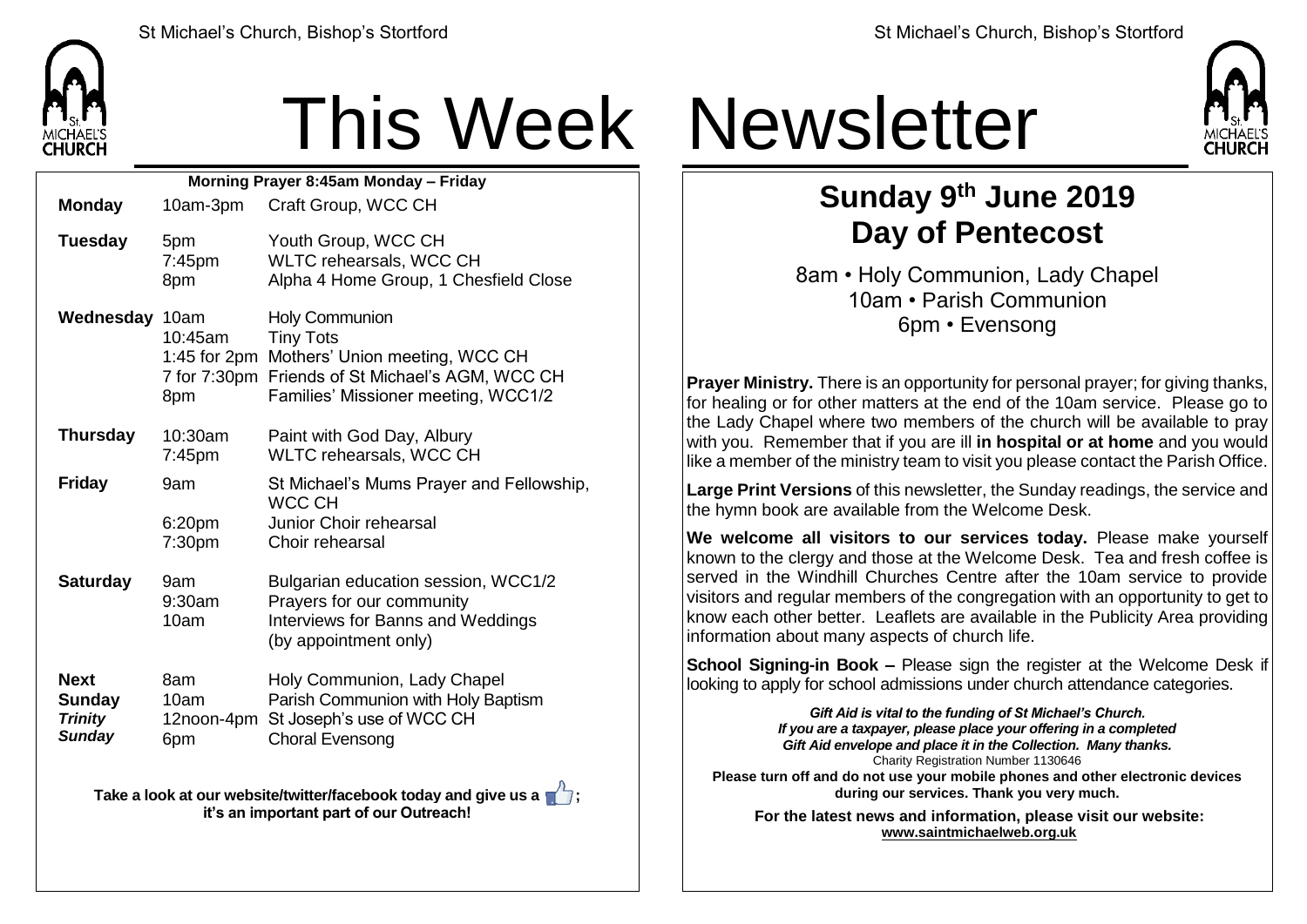# This Week Newsletter

**Morning Prayer 8:45am Monday – Friday**

| | | |
|---|---|---|
| **Monday** | 10am-3pm | Craft Group, WCC CH |
| **Tuesday** | 5pm | Youth Group, WCC CH |
| | 7:45pm | WLTC rehearsals, WCC CH |
| | 8pm | Alpha 4 Home Group, 1 Chesfield Close |
| **Wednesday** | 10am | Holy Communion |
| | 10:45am | Tiny Tots |
| | 1:45 for 2pm | Mothers' Union meeting, WCC CH |
| | 7 for 7:30pm | Friends of St Michael's AGM, WCC CH |
| | 8pm | Families' Missioner meeting, WCC1/2 |
| **Thursday** | 10:30am | Paint with God Day, Albury |
| | 7:45pm | WLTC rehearsals, WCC CH |
| **Friday** | 9am | St Michael's Mums Prayer and Fellowship, WCC CH |
| | 6:20pm | Junior Choir rehearsal |
| | 7:30pm | Choir rehearsal |
| **Saturday** | 9am | Bulgarian education session, WCC1/2 |
| | 9:30am | Prayers for our community |
| | 10am | Interviews for Banns and Weddings (by appointment only) |
| **Next Sunday *Trinity Sunday*** | 8am | Holy Communion, Lady Chapel |
| | 10am | Parish Communion with Holy Baptism |
| | 12noon-4pm | St Joseph's use of WCC CH |
| | 6pm | Choral Evensong |

**Take a look at our website/twitter/facebook today and give us a 👍; it's an important part of our Outreach!**

## Sunday 9th June 2019
## Day of Pentecost

8am • Holy Communion, Lady Chapel
10am • Parish Communion
6pm • Evensong

**Prayer Ministry.** There is an opportunity for personal prayer; for giving thanks, for healing or for other matters at the end of the 10am service. Please go to the Lady Chapel where two members of the church will be available to pray with you. Remember that if you are ill **in hospital or at home** and you would like a member of the ministry team to visit you please contact the Parish Office.

**Large Print Versions** of this newsletter, the Sunday readings, the service and the hymn book are available from the Welcome Desk.

**We welcome all visitors to our services today.** Please make yourself known to the clergy and those at the Welcome Desk. Tea and fresh coffee is served in the Windhill Churches Centre after the 10am service to provide visitors and regular members of the congregation with an opportunity to get to know each other better. Leaflets are available in the Publicity Area providing information about many aspects of church life.

**School Signing-in Book –** Please sign the register at the Welcome Desk if looking to apply for school admissions under church attendance categories.

***Gift Aid is vital to the funding of St Michael's Church. If you are a taxpayer, please place your offering in a completed Gift Aid envelope and place it in the Collection. Many thanks.***
Charity Registration Number 1130646
**Please turn off and do not use your mobile phones and other electronic devices during our services. Thank you very much.**

**For the latest news and information, please visit our website: www.saintmichaelweb.org.uk**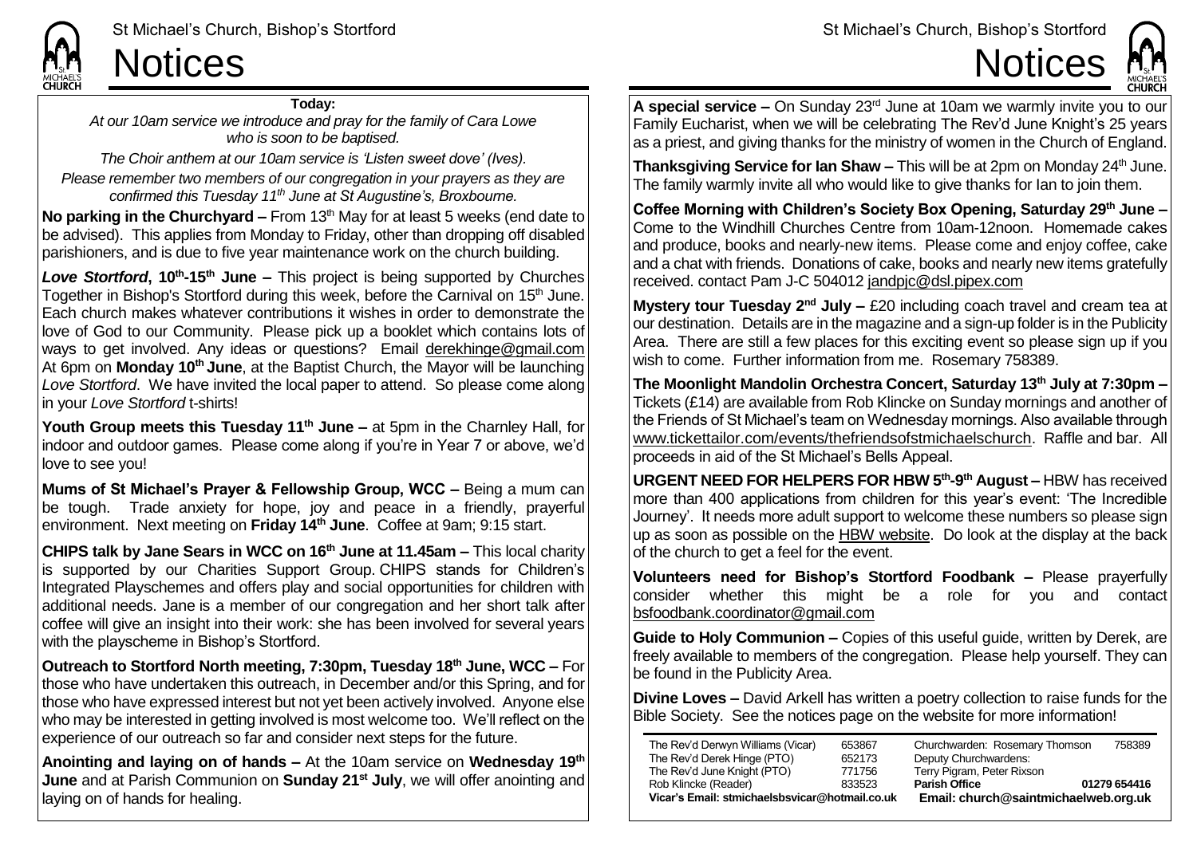# Notices

**Today:**

*At our 10am service we introduce and pray for the family of Cara Lowe who is soon to be baptised.*

*The Choir anthem at our 10am service is 'Listen sweet dove' (Ives).*

*Please remember two members of our congregation in your prayers as they are confirmed this Tuesday 11th June at St Augustine's, Broxbourne.*

**No parking in the Churchyard –** From 13th May for at least 5 weeks (end date to be advised). This applies from Monday to Friday, other than dropping off disabled parishioners, and is due to five year maintenance work on the church building.

***Love Stortford*, 10th-15th June –** This project is being supported by Churches Together in Bishop's Stortford during this week, before the Carnival on 15th June. Each church makes whatever contributions it wishes in order to demonstrate the love of God to our Community. Please pick up a booklet which contains lots of ways to get involved. Any ideas or questions? Email derekhinge@gmail.com At 6pm on **Monday 10th June**, at the Baptist Church, the Mayor will be launching *Love Stortford*. We have invited the local paper to attend. So please come along in your *Love Stortford* t-shirts!

**Youth Group meets this Tuesday 11th June –** at 5pm in the Charnley Hall, for indoor and outdoor games. Please come along if you're in Year 7 or above, we'd love to see you!

**Mums of St Michael's Prayer & Fellowship Group, WCC –** Being a mum can be tough. Trade anxiety for hope, joy and peace in a friendly, prayerful environment. Next meeting on **Friday 14th June**. Coffee at 9am; 9:15 start.

**CHIPS talk by Jane Sears in WCC on 16th June at 11.45am –** This local charity is supported by our Charities Support Group. CHIPS stands for Children's Integrated Playschemes and offers play and social opportunities for children with additional needs. Jane is a member of our congregation and her short talk after coffee will give an insight into their work: she has been involved for several years with the playscheme in Bishop's Stortford.

**Outreach to Stortford North meeting, 7:30pm, Tuesday 18th June, WCC –** For those who have undertaken this outreach, in December and/or this Spring, and for those who have expressed interest but not yet been actively involved. Anyone else who may be interested in getting involved is most welcome too. We'll reflect on the experience of our outreach so far and consider next steps for the future.

**Anointing and laying on of hands –** At the 10am service on **Wednesday 19th June** and at Parish Communion on **Sunday 21st July**, we will offer anointing and laying on of hands for healing.

**A special service –** On Sunday 23rd June at 10am we warmly invite you to our Family Eucharist, when we will be celebrating The Rev'd June Knight's 25 years as a priest, and giving thanks for the ministry of women in the Church of England.

**Thanksgiving Service for Ian Shaw –** This will be at 2pm on Monday 24th June. The family warmly invite all who would like to give thanks for Ian to join them.

**Coffee Morning with Children's Society Box Opening, Saturday 29th June –** Come to the Windhill Churches Centre from 10am-12noon. Homemade cakes and produce, books and nearly-new items. Please come and enjoy coffee, cake and a chat with friends. Donations of cake, books and nearly new items gratefully received. contact Pam J-C 504012 jandpjc@dsl.pipex.com

**Mystery tour Tuesday 2nd July –** £20 including coach travel and cream tea at our destination. Details are in the magazine and a sign-up folder is in the Publicity Area. There are still a few places for this exciting event so please sign up if you wish to come. Further information from me. Rosemary 758389.

**The Moonlight Mandolin Orchestra Concert, Saturday 13th July at 7:30pm –** Tickets (£14) are available from Rob Klincke on Sunday mornings and another of the Friends of St Michael's team on Wednesday mornings. Also available through www.tickettailor.com/events/thefriendsofstmichaelschurch. Raffle and bar. All proceeds in aid of the St Michael's Bells Appeal.

**URGENT NEED FOR HELPERS FOR HBW 5th-9th August –** HBW has received more than 400 applications from children for this year's event: 'The Incredible Journey'. It needs more adult support to welcome these numbers so please sign up as soon as possible on the HBW website. Do look at the display at the back of the church to get a feel for the event.

**Volunteers need for Bishop's Stortford Foodbank –** Please prayerfully consider whether this might be a role for you and contact bsfoodbank.coordinator@gmail.com

**Guide to Holy Communion –** Copies of this useful guide, written by Derek, are freely available to members of the congregation. Please help yourself. They can be found in the Publicity Area.

**Divine Loves –** David Arkell has written a poetry collection to raise funds for the Bible Society. See the notices page on the website for more information!

| | | | |
|---|---|---|---|
| The Rev'd Derwyn Williams (Vicar) | 653867 | Churchwarden: Rosemary Thomson | 758389 |
| The Rev'd Derek Hinge (PTO) | 652173 | Deputy Churchwardens: | |
| The Rev'd June Knight (PTO) | 771756 | Terry Pigram, Peter Rixson | |
| Rob Klincke (Reader) | 833523 | **Parish Office** | **01279 654416** |
| **Vicar's Email: stmichaelsbsvicar@hotmail.co.uk** | | **Email: church@saintmichaelweb.org.uk** | |